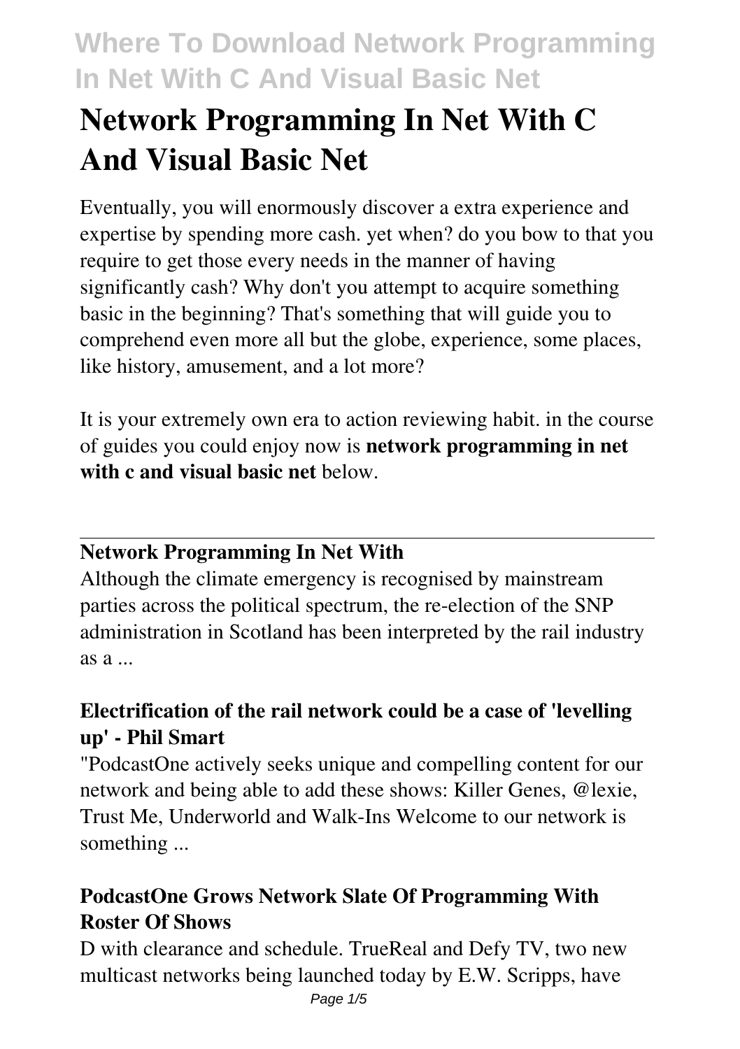# Network Programming In Net With C And Visual Basic Net

Eventually, you will enormously discover a extra experience and expertise by spending more cash. yet when? do you bow to that you require to get those every needs in the manner of having significantly cash? Why don't you attempt to acquire something basic in the beginning? That's something that will guide you to comprehend even more all but the globe, experience, some places, like history, amusement, and a lot more?

It is your extremely own era to action reviewing habit. in the course of guides you could enjoy now is **network programming in net with c and visual basic net** below.

---

## Network Programming In Net With

Although the climate emergency is recognised by mainstream parties across the political spectrum, the re-election of the SNP administration in Scotland has been interpreted by the rail industry as a ...

### Electrification of the rail network could be a case of 'levelling up' - Phil Smart

"PodcastOne actively seeks unique and compelling content for our network and being able to add these shows: Killer Genes, @lexie, Trust Me, Underworld and Walk-Ins Welcome to our network is something ...

### PodcastOne Grows Network Slate Of Programming With Roster Of Shows

D with clearance and schedule. TrueReal and Defy TV, two new multicast networks being launched today by E.W. Scripps, have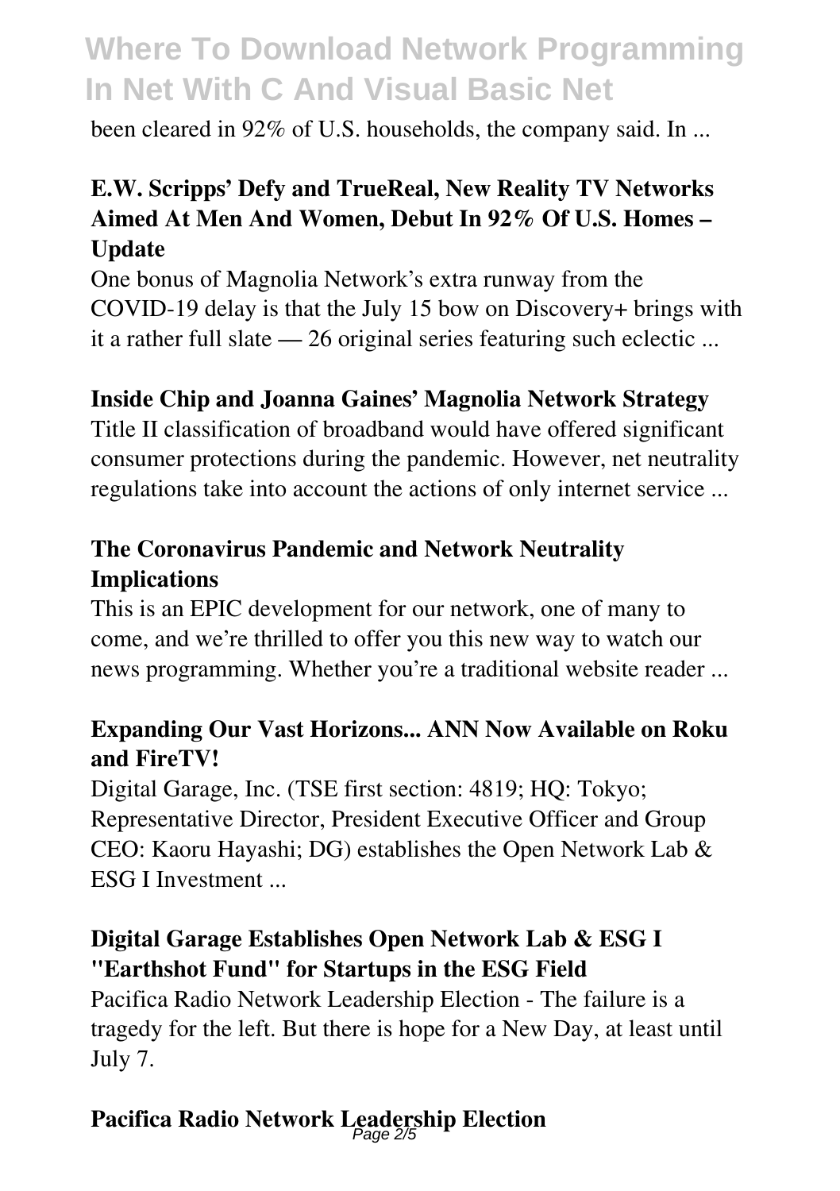been cleared in 92% of U.S. households, the company said. In ...

### E.W. Scripps' Defy and TrueReal, New Reality TV Networks Aimed At Men And Women, Debut In 92% Of U.S. Homes – Update

One bonus of Magnolia Network's extra runway from the COVID-19 delay is that the July 15 bow on Discovery+ brings with it a rather full slate — 26 original series featuring such eclectic ...

### Inside Chip and Joanna Gaines' Magnolia Network Strategy

Title II classification of broadband would have offered significant consumer protections during the pandemic. However, net neutrality regulations take into account the actions of only internet service ...

### The Coronavirus Pandemic and Network Neutrality Implications

This is an EPIC development for our network, one of many to come, and we're thrilled to offer you this new way to watch our news programming. Whether you're a traditional website reader ...

### Expanding Our Vast Horizons... ANN Now Available on Roku and FireTV!

Digital Garage, Inc. (TSE first section: 4819; HQ: Tokyo; Representative Director, President Executive Officer and Group CEO: Kaoru Hayashi; DG) establishes the Open Network Lab & ESG I Investment ...

### Digital Garage Establishes Open Network Lab & ESG I "Earthshot Fund" for Startups in the ESG Field

Pacifica Radio Network Leadership Election - The failure is a tragedy for the left. But there is hope for a New Day, at least until July 7.

### Pacifica Radio Network Leadership Election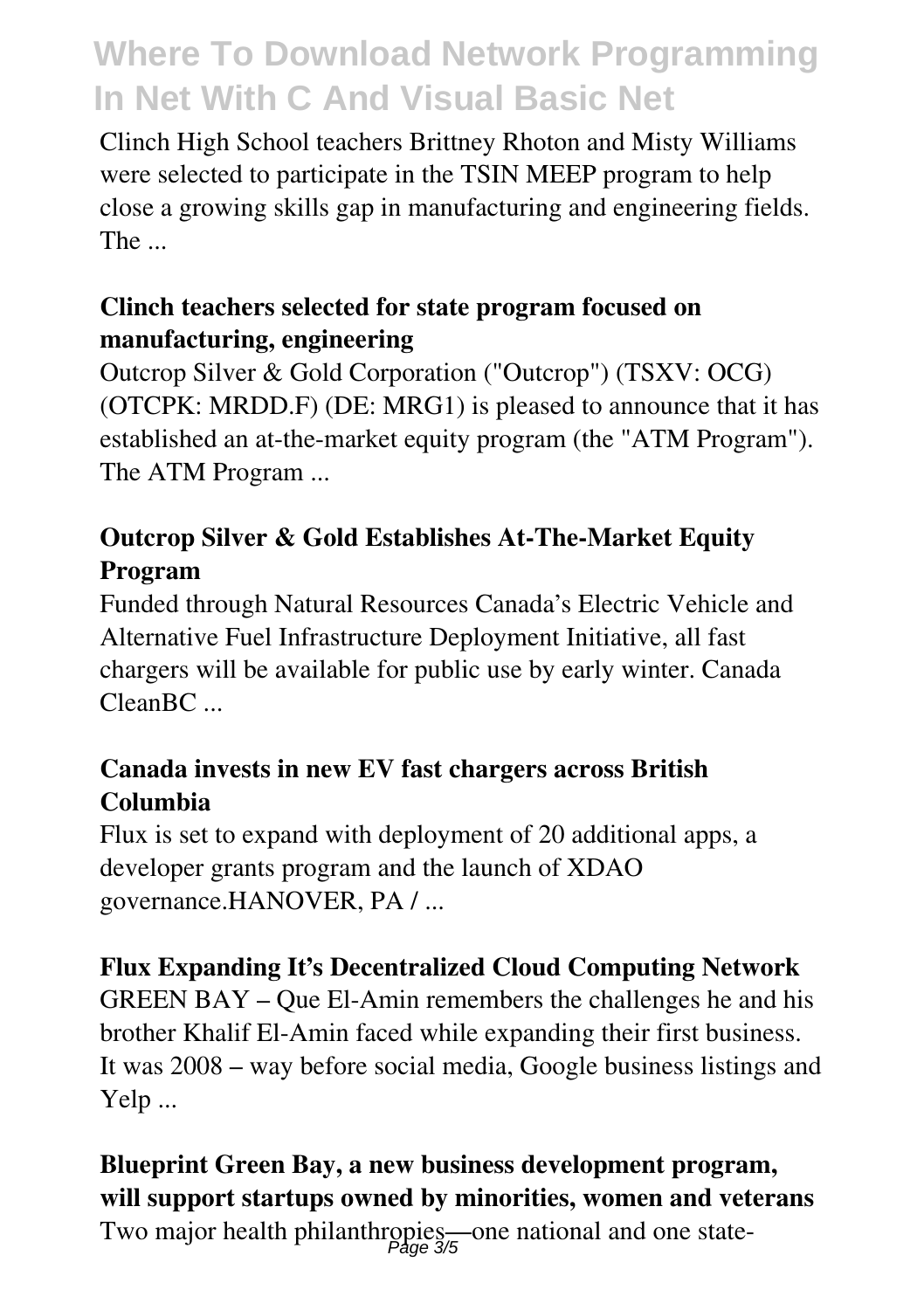Clinch High School teachers Brittney Rhoton and Misty Williams were selected to participate in the TSIN MEEP program to help close a growing skills gap in manufacturing and engineering fields. The ...

### Clinch teachers selected for state program focused on manufacturing, engineering

Outcrop Silver & Gold Corporation ("Outcrop") (TSXV: OCG) (OTCPK: MRDD.F) (DE: MRG1) is pleased to announce that it has established an at-the-market equity program (the "ATM Program"). The ATM Program ...

### Outcrop Silver & Gold Establishes At-The-Market Equity Program

Funded through Natural Resources Canada's Electric Vehicle and Alternative Fuel Infrastructure Deployment Initiative, all fast chargers will be available for public use by early winter. Canada CleanBC ...

### Canada invests in new EV fast chargers across British Columbia

Flux is set to expand with deployment of 20 additional apps, a developer grants program and the launch of XDAO governance.HANOVER, PA / ...

### Flux Expanding It's Decentralized Cloud Computing Network

GREEN BAY – Que El-Amin remembers the challenges he and his brother Khalif El-Amin faced while expanding their first business. It was 2008 – way before social media, Google business listings and Yelp ...

### Blueprint Green Bay, a new business development program, will support startups owned by minorities, women and veterans

Two major health philanthropies—one national and one state-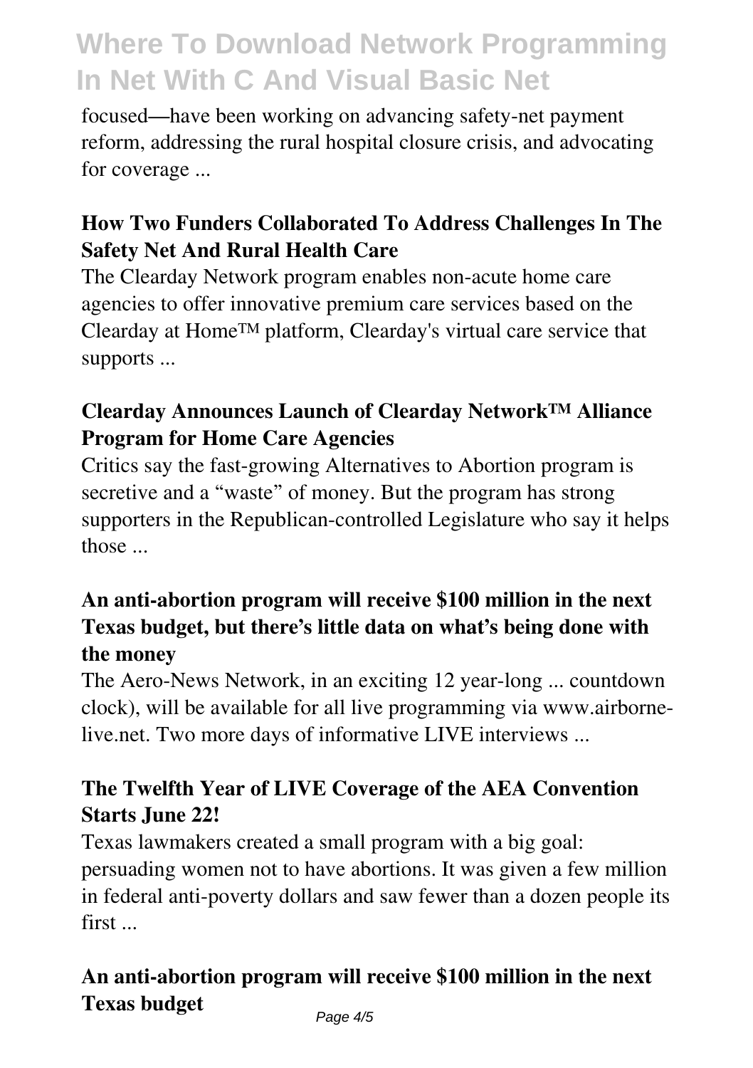focused—have been working on advancing safety-net payment reform, addressing the rural hospital closure crisis, and advocating for coverage ...

### How Two Funders Collaborated To Address Challenges In The Safety Net And Rural Health Care

The Clearday Network program enables non-acute home care agencies to offer innovative premium care services based on the Clearday at Home™ platform, Clearday's virtual care service that supports ...

### Clearday Announces Launch of Clearday Network™ Alliance Program for Home Care Agencies

Critics say the fast-growing Alternatives to Abortion program is secretive and a "waste" of money. But the program has strong supporters in the Republican-controlled Legislature who say it helps those ...

### An anti-abortion program will receive $100 million in the next Texas budget, but there's little data on what's being done with the money

The Aero-News Network, in an exciting 12 year-long ... countdown clock), will be available for all live programming via www.airborne-live.net. Two more days of informative LIVE interviews ...

### The Twelfth Year of LIVE Coverage of the AEA Convention Starts June 22!

Texas lawmakers created a small program with a big goal: persuading women not to have abortions. It was given a few million in federal anti-poverty dollars and saw fewer than a dozen people its first ...

### An anti-abortion program will receive $100 million in the next Texas budget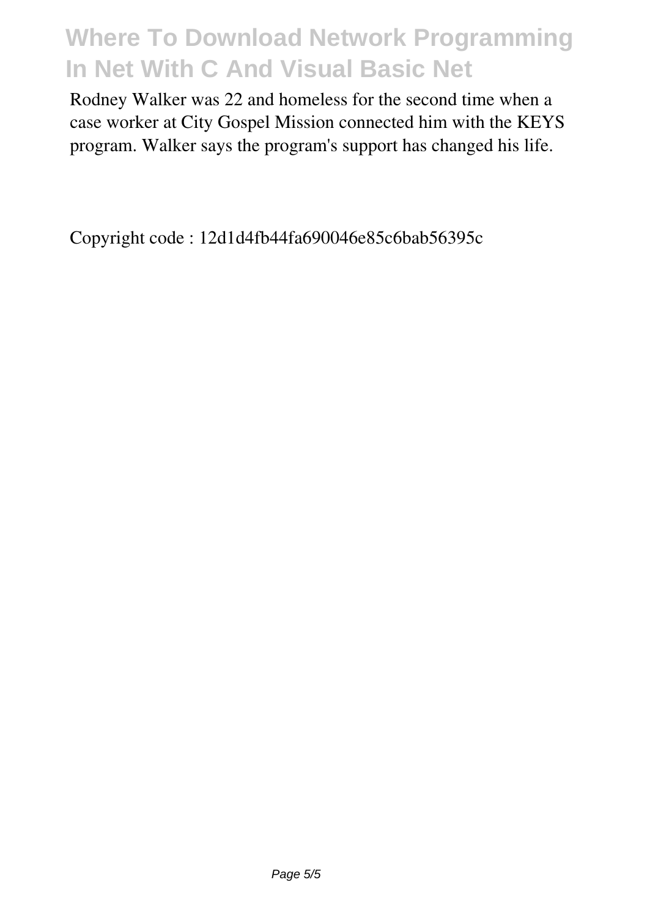Rodney Walker was 22 and homeless for the second time when a case worker at City Gospel Mission connected him with the KEYS program. Walker says the program's support has changed his life.

Copyright code : 12d1d4fb44fa690046e85c6bab56395c